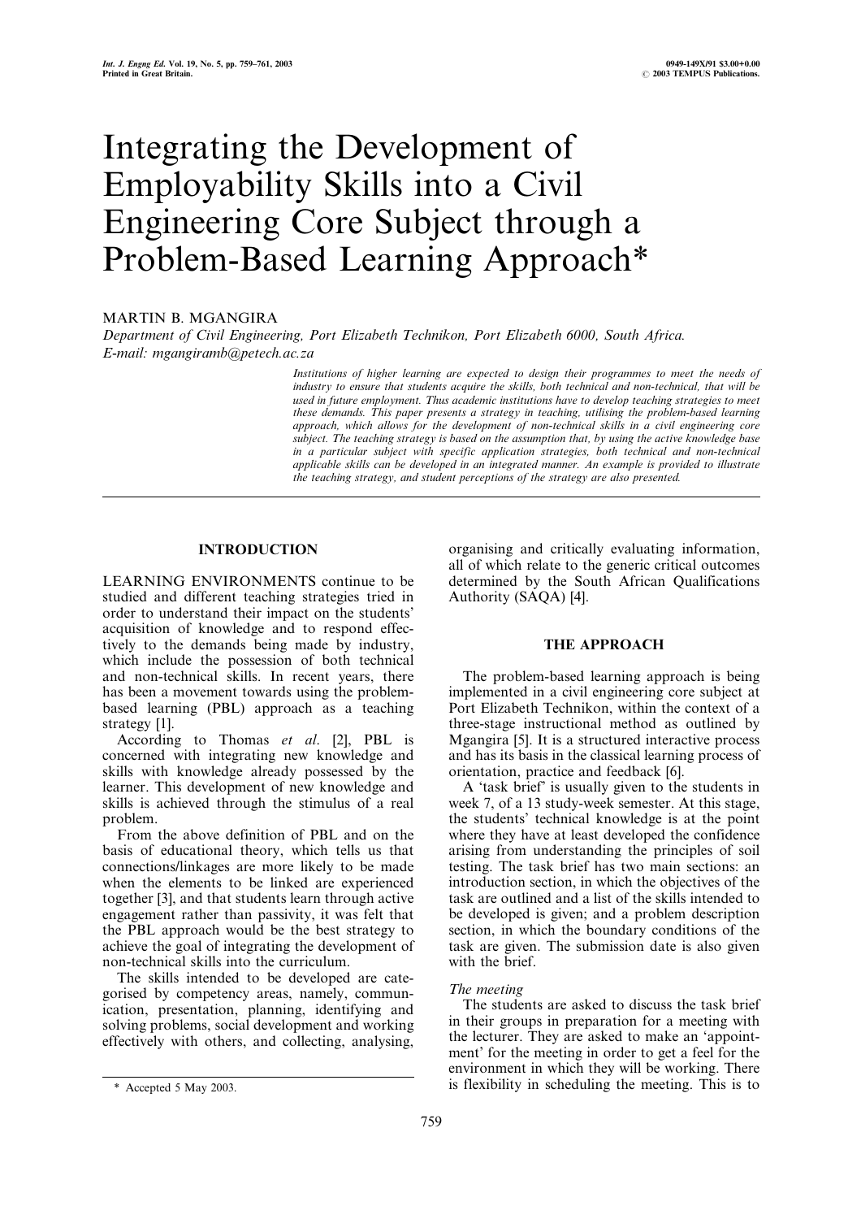# Integrating the Development of Employability Skills into a Civil Engineering Core Subject through a Problem-Based Learning Approach*

MARTIN B. MGANGIRA

*Department of Civil Engineering, Port Elizabeth Technikon, Port Elizabeth 6000, South Africa. E-mail: mgangiramb@petech.ac.za*

*Institutions of higher learning are expected to design their programmes to meet the needs of industry to ensure that students acquire the skills, both technical and non-technical, that will be used in future employment. Thus academic institutions have to develop teaching strategies to meet these demands. This paper presents a strategy in teaching, utilising the problem-based learning approach, which allows for the development of non-technical skills in a civil engineering core subject. The teaching strategy is based on the assumption that, by using the active knowledge base in a particular subject with specific application strategies, both technical and non-technical applicable skills can be developed in an integrated manner. An example is provided to illustrate the teaching strategy, and student perceptions of the strategy are also presented.*

## INTRODUCTION

LEARNING ENVIRONMENTS continue to be studied and different teaching strategies tried in order to understand their impact on the students' acquisition of knowledge and to respond effectively to the demands being made by industry, which include the possession of both technical and non-technical skills. In recent years, there has been a movement towards using the problem-based learning (PBL) approach as a teaching strategy [1].

According to Thomas *et al*. [2], PBL is concerned with integrating new knowledge and skills with knowledge already possessed by the learner. This development of new knowledge and skills is achieved through the stimulus of a real problem.

From the above definition of PBL and on the basis of educational theory, which tells us that connections/linkages are more likely to be made when the elements to be linked are experienced together [3], and that students learn through active engagement rather than passivity, it was felt that the PBL approach would be the best strategy to achieve the goal of integrating the development of non-technical skills into the curriculum.

The skills intended to be developed are categorised by competency areas, namely, communication, presentation, planning, identifying and solving problems, social development and working effectively with others, and collecting, analysing, organising and critically evaluating information, all of which relate to the generic critical outcomes determined by the South African Qualifications Authority (SAQA) [4].

## THE APPROACH

The problem-based learning approach is being implemented in a civil engineering core subject at Port Elizabeth Technikon, within the context of a three-stage instructional method as outlined by Mgangira [5]. It is a structured interactive process and has its basis in the classical learning process of orientation, practice and feedback [6].

A 'task brief' is usually given to the students in week 7, of a 13 study-week semester. At this stage, the students' technical knowledge is at the point where they have at least developed the confidence arising from understanding the principles of soil testing. The task brief has two main sections: an introduction section, in which the objectives of the task are outlined and a list of the skills intended to be developed is given; and a problem description section, in which the boundary conditions of the task are given. The submission date is also given with the brief.

### *The meeting*

The students are asked to discuss the task brief in their groups in preparation for a meeting with the lecturer. They are asked to make an 'appointment' for the meeting in order to get a feel for the environment in which they will be working. There is flexibility in scheduling the meeting. This is to

\* Accepted 5 May 2003.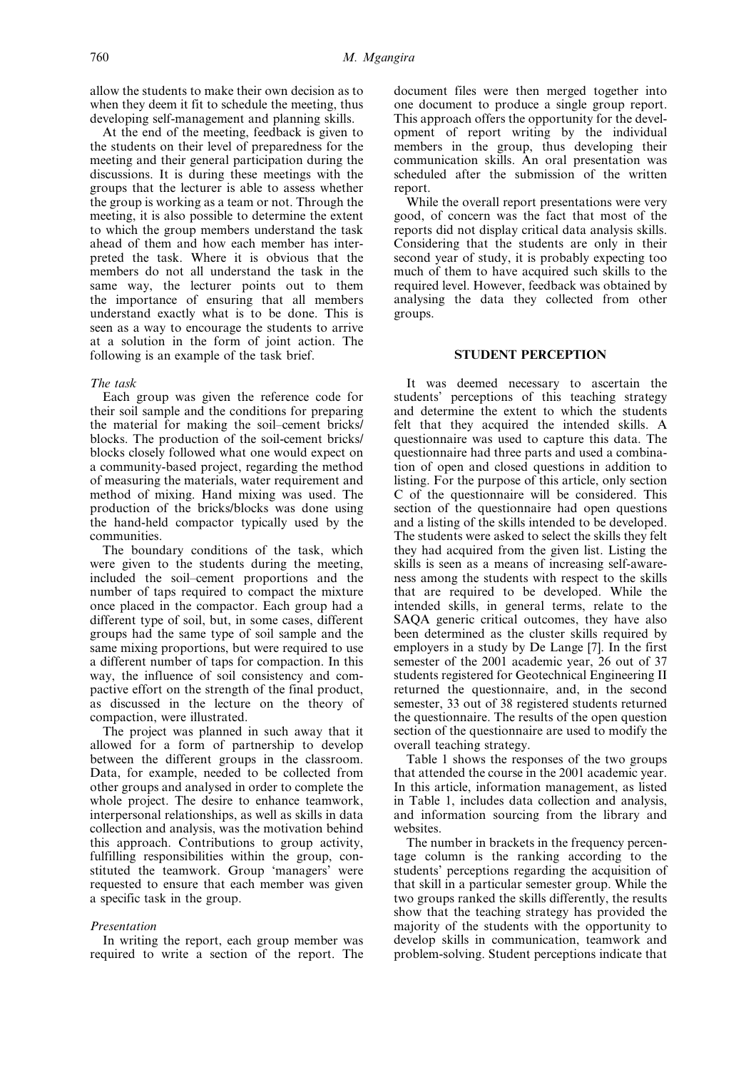allow the students to make their own decision as to when they deem it fit to schedule the meeting, thus developing self-management and planning skills.

At the end of the meeting, feedback is given to the students on their level of preparedness for the meeting and their general participation during the discussions. It is during these meetings with the groups that the lecturer is able to assess whether the group is working as a team or not. Through the meeting, it is also possible to determine the extent to which the group members understand the task ahead of them and how each member has interpreted the task. Where it is obvious that the members do not all understand the task in the same way, the lecturer points out to them the importance of ensuring that all members understand exactly what is to be done. This is seen as a way to encourage the students to arrive at a solution in the form of joint action. The following is an example of the task brief.

*The task*

Each group was given the reference code for their soil sample and the conditions for preparing the material for making the soil–cement bricks/blocks. The production of the soil-cement bricks/blocks closely followed what one would expect on a community-based project, regarding the method of measuring the materials, water requirement and method of mixing. Hand mixing was used. The production of the bricks/blocks was done using the hand-held compactor typically used by the communities.

The boundary conditions of the task, which were given to the students during the meeting, included the soil–cement proportions and the number of taps required to compact the mixture once placed in the compactor. Each group had a different type of soil, but, in some cases, different groups had the same type of soil sample and the same mixing proportions, but were required to use a different number of taps for compaction. In this way, the influence of soil consistency and compactive effort on the strength of the final product, as discussed in the lecture on the theory of compaction, were illustrated.

The project was planned in such away that it allowed for a form of partnership to develop between the different groups in the classroom. Data, for example, needed to be collected from other groups and analysed in order to complete the whole project. The desire to enhance teamwork, interpersonal relationships, as well as skills in data collection and analysis, was the motivation behind this approach. Contributions to group activity, fulfilling responsibilities within the group, constituted the teamwork. Group 'managers' were requested to ensure that each member was given a specific task in the group.

*Presentation*

In writing the report, each group member was required to write a section of the report. The document files were then merged together into one document to produce a single group report. This approach offers the opportunity for the development of report writing by the individual members in the group, thus developing their communication skills. An oral presentation was scheduled after the submission of the written report.

While the overall report presentations were very good, of concern was the fact that most of the reports did not display critical data analysis skills. Considering that the students are only in their second year of study, it is probably expecting too much of them to have acquired such skills to the required level. However, feedback was obtained by analysing the data they collected from other groups.

## STUDENT PERCEPTION

It was deemed necessary to ascertain the students' perceptions of this teaching strategy and determine the extent to which the students felt that they acquired the intended skills. A questionnaire was used to capture this data. The questionnaire had three parts and used a combination of open and closed questions in addition to listing. For the purpose of this article, only section C of the questionnaire will be considered. This section of the questionnaire had open questions and a listing of the skills intended to be developed. The students were asked to select the skills they felt they had acquired from the given list. Listing the skills is seen as a means of increasing self-awareness among the students with respect to the skills that are required to be developed. While the intended skills, in general terms, relate to the SAQA generic critical outcomes, they have also been determined as the cluster skills required by employers in a study by De Lange [7]. In the first semester of the 2001 academic year, 26 out of 37 students registered for Geotechnical Engineering II returned the questionnaire, and, in the second semester, 33 out of 38 registered students returned the questionnaire. The results of the open question section of the questionnaire are used to modify the overall teaching strategy.

Table 1 shows the responses of the two groups that attended the course in the 2001 academic year. In this article, information management, as listed in Table 1, includes data collection and analysis, and information sourcing from the library and websites.

The number in brackets in the frequency percentage column is the ranking according to the students' perceptions regarding the acquisition of that skill in a particular semester group. While the two groups ranked the skills differently, the results show that the teaching strategy has provided the majority of the students with the opportunity to develop skills in communication, teamwork and problem-solving. Student perceptions indicate that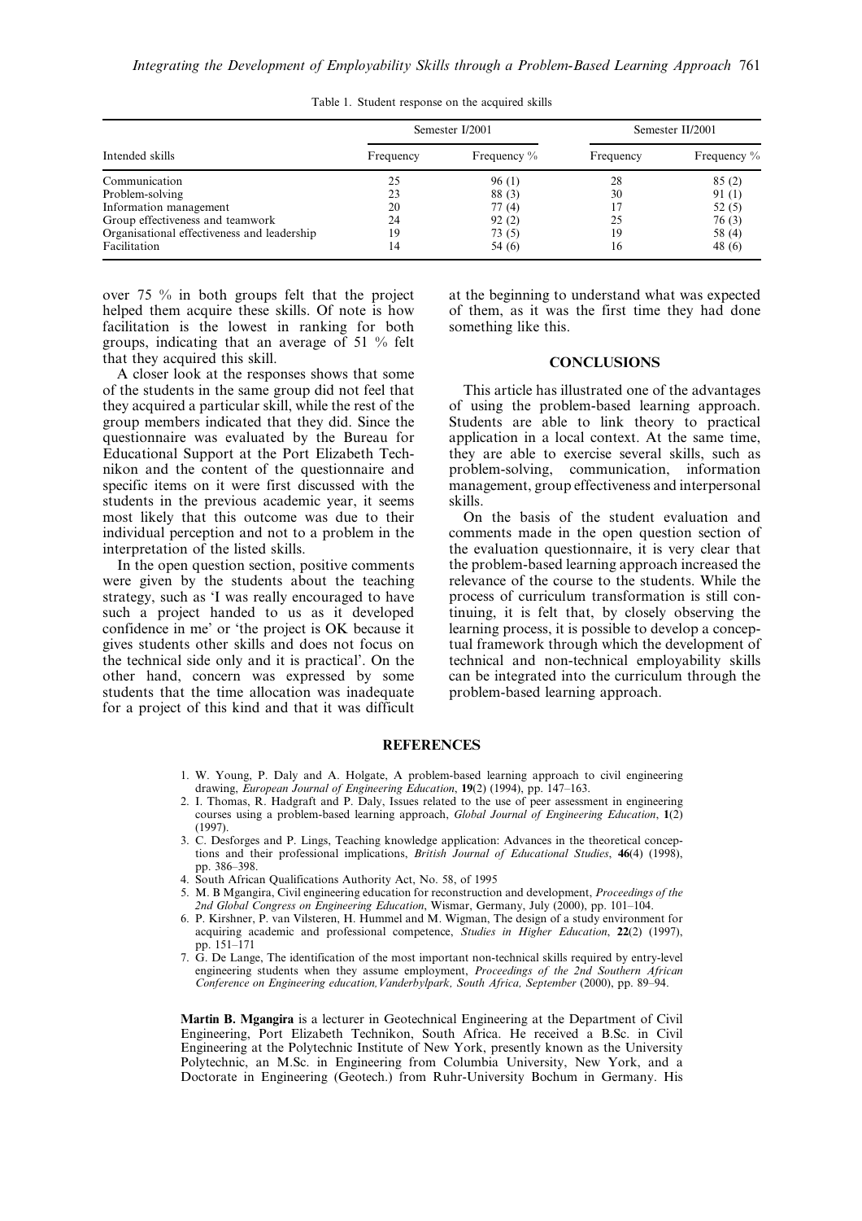Table 1. Student response on the acquired skills

| Intended skills | Semester I/2001 | | Semester II/2001 | |
|---|---|---|---|---|
| | Frequency | Frequency % | Frequency | Frequency % |
| Communication | 25 | 96 (1) | 28 | 85 (2) |
| Problem-solving | 23 | 88 (3) | 30 | 91 (1) |
| Information management | 20 | 77 (4) | 17 | 52 (5) |
| Group effectiveness and teamwork | 24 | 92 (2) | 25 | 76 (3) |
| Organisational effectiveness and leadership | 19 | 73 (5) | 19 | 58 (4) |
| Facilitation | 14 | 54 (6) | 16 | 48 (6) |

over 75 % in both groups felt that the project helped them acquire these skills. Of note is how facilitation is the lowest in ranking for both groups, indicating that an average of 51 % felt that they acquired this skill.

A closer look at the responses shows that some of the students in the same group did not feel that they acquired a particular skill, while the rest of the group members indicated that they did. Since the questionnaire was evaluated by the Bureau for Educational Support at the Port Elizabeth Technikon and the content of the questionnaire and specific items on it were first discussed with the students in the previous academic year, it seems most likely that this outcome was due to their individual perception and not to a problem in the interpretation of the listed skills.

In the open question section, positive comments were given by the students about the teaching strategy, such as 'I was really encouraged to have such a project handed to us as it developed confidence in me' or 'the project is OK because it gives students other skills and does not focus on the technical side only and it is practical'. On the other hand, concern was expressed by some students that the time allocation was inadequate for a project of this kind and that it was difficult at the beginning to understand what was expected of them, as it was the first time they had done something like this.

## CONCLUSIONS

This article has illustrated one of the advantages of using the problem-based learning approach. Students are able to link theory to practical application in a local context. At the same time, they are able to exercise several skills, such as problem-solving, communication, information management, group effectiveness and interpersonal skills.

On the basis of the student evaluation and comments made in the open question section of the evaluation questionnaire, it is very clear that the problem-based learning approach increased the relevance of the course to the students. While the process of curriculum transformation is still continuing, it is felt that, by closely observing the learning process, it is possible to develop a conceptual framework through which the development of technical and non-technical employability skills can be integrated into the curriculum through the problem-based learning approach.

## REFERENCES

1. W. Young, P. Daly and A. Holgate, A problem-based learning approach to civil engineering drawing, *European Journal of Engineering Education*, **19**(2) (1994), pp. 147–163.
2. I. Thomas, R. Hadgraft and P. Daly, Issues related to the use of peer assessment in engineering courses using a problem-based learning approach, *Global Journal of Engineering Education*, **1**(2) (1997).
3. C. Desforges and P. Lings, Teaching knowledge application: Advances in the theoretical conceptions and their professional implications, *British Journal of Educational Studies*, **46**(4) (1998), pp. 386–398.
4. South African Qualifications Authority Act, No. 58, of 1995
5. M. B Mgangira, Civil engineering education for reconstruction and development, *Proceedings of the 2nd Global Congress on Engineering Education*, Wismar, Germany, July (2000), pp. 101–104.
6. P. Kirshner, P. van Vilsteren, H. Hummel and M. Wigman, The design of a study environment for acquiring academic and professional competence, *Studies in Higher Education*, **22**(2) (1997), pp. 151–171
7. G. De Lange, The identification of the most important non-technical skills required by entry-level engineering students when they assume employment, *Proceedings of the 2nd Southern African Conference on Engineering education, Vanderbylpark, South Africa, September* (2000), pp. 89–94.

**Martin B. Mgangira** is a lecturer in Geotechnical Engineering at the Department of Civil Engineering, Port Elizabeth Technikon, South Africa. He received a B.Sc. in Civil Engineering at the Polytechnic Institute of New York, presently known as the University Polytechnic, an M.Sc. in Engineering from Columbia University, New York, and a Doctorate in Engineering (Geotech.) from Ruhr-University Bochum in Germany. His